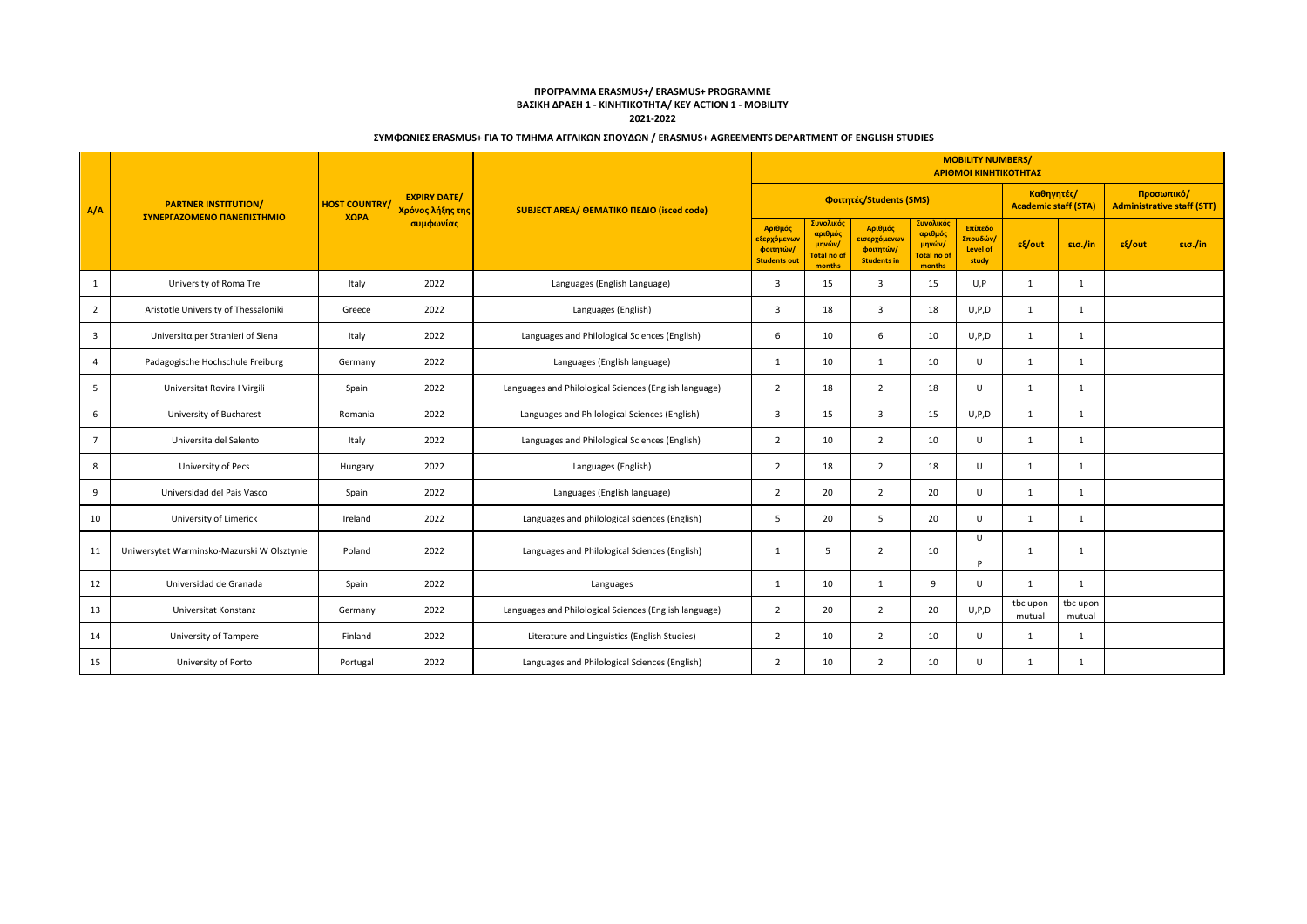**ΠΡΟΓΡΑΜΜΑ ERASMUS+/ ERASMUS+ PROGRAMME**
**ΒΑΣΙΚΗ ΔΡΑΣΗ 1 - ΚΙΝΗΤΙΚΟΤΗΤΑ/ KEY ACTION 1 - MOBILITY**
**2021-2022**

**ΣΥΜΦΩΝΙΕΣ ERASMUS+ ΓΙΑ ΤΟ ΤΜΗΜΑ ΑΓΓΛΙΚΩΝ ΣΠΟΥΔΩΝ / ERASMUS+ AGREEMENTS DEPARTMENT OF ENGLISH STUDIES**

| A/A | PARTNER INSTITUTION/ ΣΥΝΕΡΓΑΖΟΜΕΝΟ ΠΑΝΕΠΙΣΤΗΜΙΟ | HOST COUNTRY/ ΧΩΡΑ | EXPIRY DATE/ Χρόνος λήξης της συμφωνίας | SUBJECT AREA/ ΘΕΜΑΤΙΚΟ ΠΕΔΙΟ (isced code) | MOBILITY NUMBERS/ ΑΡΙΘΜΟΙ ΚΙΝΗΤΙΚΟΤΗΤΑΣ | | | | | | | | |
|---|---|---|---|---|---|---|---|---|---|---|---|---|---|
| | | | | | Φοιτητές/Students (SMS) | | | | | Καθηγητές/ Academic staff (STA) | | Προσωπικό/ Administrative staff (STT) | |
| | | | | | Αριθμός εξερχόμενων φοιτητών/ Students out | Συνολικός αριθμός μηνών/ Total no of months | Αριθμός εισερχόμενων φοιτητών/ Students in | Συνολικός αριθμός μηνών/ Total no of months | Επίπεδο Σπουδών/ Level of study | εξ/out | εισ./in | εξ/out | εισ./in |
| 1 | University of Roma Tre | Italy | 2022 | Languages (English Language) | 3 | 15 | 3 | 15 | U,P | 1 | 1 | | |
| 2 | Aristotle University of Thessaloniki | Greece | 2022 | Languages (English) | 3 | 18 | 3 | 18 | U,P,D | 1 | 1 | | |
| 3 | Universitα per Stranieri of Siena | Italy | 2022 | Languages and Philological Sciences (English) | 6 | 10 | 6 | 10 | U,P,D | 1 | 1 | | |
| 4 | Padagogische Hochschule Freiburg | Germany | 2022 | Languages (English language) | 1 | 10 | 1 | 10 | U | 1 | 1 | | |
| 5 | Universitat Rovira I Virgili | Spain | 2022 | Languages and Philological Sciences (English language) | 2 | 18 | 2 | 18 | U | 1 | 1 | | |
| 6 | University of Bucharest | Romania | 2022 | Languages and Philological Sciences (English) | 3 | 15 | 3 | 15 | U,P,D | 1 | 1 | | |
| 7 | Universita del Salento | Italy | 2022 | Languages and Philological Sciences (English) | 2 | 10 | 2 | 10 | U | 1 | 1 | | |
| 8 | University of Pecs | Hungary | 2022 | Languages (English) | 2 | 18 | 2 | 18 | U | 1 | 1 | | |
| 9 | Universidad del Pais Vasco | Spain | 2022 | Languages (English language) | 2 | 20 | 2 | 20 | U | 1 | 1 | | |
| 10 | University of Limerick | Ireland | 2022 | Languages and philological sciences (English) | 5 | 20 | 5 | 20 | U | 1 | 1 | | |
| 11 | Uniwersytet Warminsko-Mazurski W Olsztynie | Poland | 2022 | Languages and Philological Sciences (English) | 1 | 5 | 2 | 10 | U P | 1 | 1 | | |
| 12 | Universidad de Granada | Spain | 2022 | Languages | 1 | 10 | 1 | 9 | U | 1 | 1 | | |
| 13 | Universitat Konstanz | Germany | 2022 | Languages and Philological Sciences (English language) | 2 | 20 | 2 | 20 | U,P,D | tbc upon mutual | tbc upon mutual | | |
| 14 | University of Tampere | Finland | 2022 | Literature and Linguistics (English Studies) | 2 | 10 | 2 | 10 | U | 1 | 1 | | |
| 15 | University of Porto | Portugal | 2022 | Languages and Philological Sciences (English) | 2 | 10 | 2 | 10 | U | 1 | 1 | | |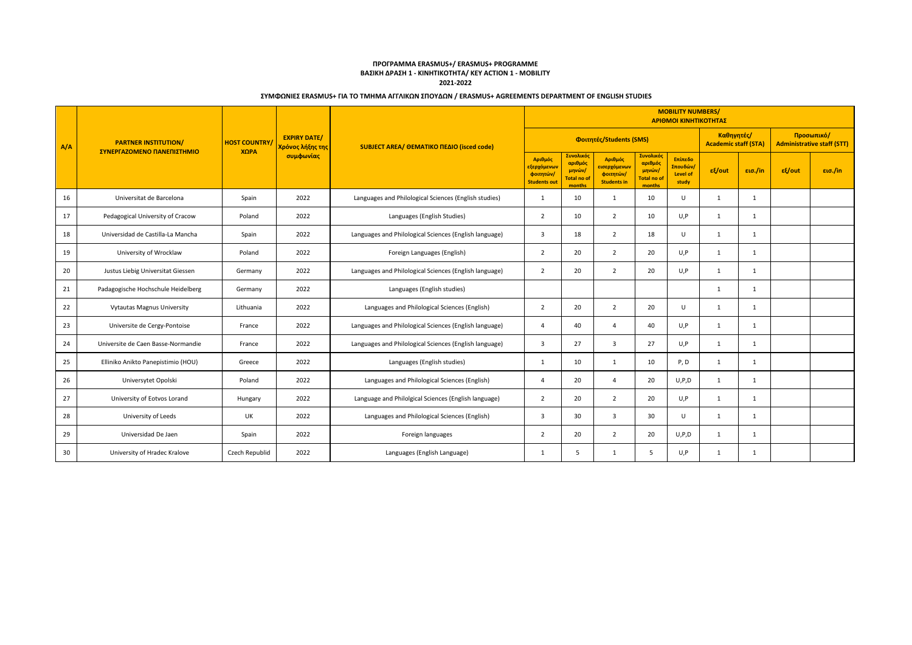**ΠΡΟΓΡΑΜΜΑ ERASMUS+/ ERASMUS+ PROGRAMME**

**ΒΑΣΙΚΗ ΔΡΑΣΗ 1 - ΚΙΝΗΤΙΚΟΤΗΤΑ/ KEY ACTION 1 - MOBILITY**

**2021-2022**

**ΣΥΜΦΩΝΙΕΣ ERASMUS+ ΓΙΑ ΤΟ ΤΜΗΜΑ ΑΓΓΛΙΚΩΝ ΣΠΟΥΔΩΝ / ERASMUS+ AGREEMENTS DEPARTMENT OF ENGLISH STUDIES**

| A/A | PARTNER INSTITUTION/ ΣΥΝΕΡΓΑΖΟΜΕΝΟ ΠΑΝΕΠΙΣΤΗΜΙΟ | HOST COUNTRY/ ΧΩΡΑ | EXPIRY DATE/ Χρόνος λήξης της συμφωνίας | SUBJECT AREA/ ΘΕΜΑΤΙΚΟ ΠΕΔΙΟ (isced code) | MOBILITY NUMBERS/ ΑΡΙΘΜΟΙ ΚΙΝΗΤΙΚΟΤΗΤΑΣ | | | | | | | | |
|---|---|---|---|---|---|---|---|---|---|---|---|---|---|
| | | | | | Φοιτητές/Students (SMS) | | | | | Καθηγητές/ Academic staff (STA) | | Προσωπικό/ Administrative staff (STT) | |
| | | | | | Αριθμός εξερχόμενων φοιτητών/ Students out | Συνολικός αριθμός μηνών/ Total no of months | Αριθμός εισερχόμενων φοιτητών/ Students in | Συνολικός αριθμός μηνών/ Total no of months | Επίπεδο Σπουδών/ Level of study | εξ/out | εισ./in | εξ/out | εισ./in |
| 16 | Universitat de Barcelona | Spain | 2022 | Languages and Philological Sciences (English studies) | 1 | 10 | 1 | 10 | U | 1 | 1 | | |
| 17 | Pedagogical University of Cracow | Poland | 2022 | Languages (English Studies) | 2 | 10 | 2 | 10 | U,P | 1 | 1 | | |
| 18 | Universidad de Castilla-La Mancha | Spain | 2022 | Languages and Philological Sciences (English language) | 3 | 18 | 2 | 18 | U | 1 | 1 | | |
| 19 | University of Wrocklaw | Poland | 2022 | Foreign Languages (English) | 2 | 20 | 2 | 20 | U,P | 1 | 1 | | |
| 20 | Justus Liebig Universitat Giessen | Germany | 2022 | Languages and Philological Sciences (English language) | 2 | 20 | 2 | 20 | U,P | 1 | 1 | | |
| 21 | Padagogische Hochschule Heidelberg | Germany | 2022 | Languages (English studies) | | | | | | 1 | 1 | | |
| 22 | Vytautas Magnus University | Lithuania | 2022 | Languages and Philological Sciences (English) | 2 | 20 | 2 | 20 | U | 1 | 1 | | |
| 23 | Universite de Cergy-Pontoise | France | 2022 | Languages and Philological Sciences (English language) | 4 | 40 | 4 | 40 | U,P | 1 | 1 | | |
| 24 | Universite de Caen Basse-Normandie | France | 2022 | Languages and Philological Sciences (English language) | 3 | 27 | 3 | 27 | U,P | 1 | 1 | | |
| 25 | Elliniko Anikto Panepistimio (HOU) | Greece | 2022 | Languages (English studies) | 1 | 10 | 1 | 10 | P, D | 1 | 1 | | |
| 26 | Universytet Opolski | Poland | 2022 | Languages and Philological Sciences (English) | 4 | 20 | 4 | 20 | U,P,D | 1 | 1 | | |
| 27 | University of Eotvos Lorand | Hungary | 2022 | Language and Philolgical Sciences (English language) | 2 | 20 | 2 | 20 | U,P | 1 | 1 | | |
| 28 | University of Leeds | UK | 2022 | Languages and Philological Sciences (English) | 3 | 30 | 3 | 30 | U | 1 | 1 | | |
| 29 | Universidad De Jaen | Spain | 2022 | Foreign languages | 2 | 20 | 2 | 20 | U,P,D | 1 | 1 | | |
| 30 | University of Hradec Kralove | Czech Republid | 2022 | Languages (English Language) | 1 | 5 | 1 | 5 | U,P | 1 | 1 | | |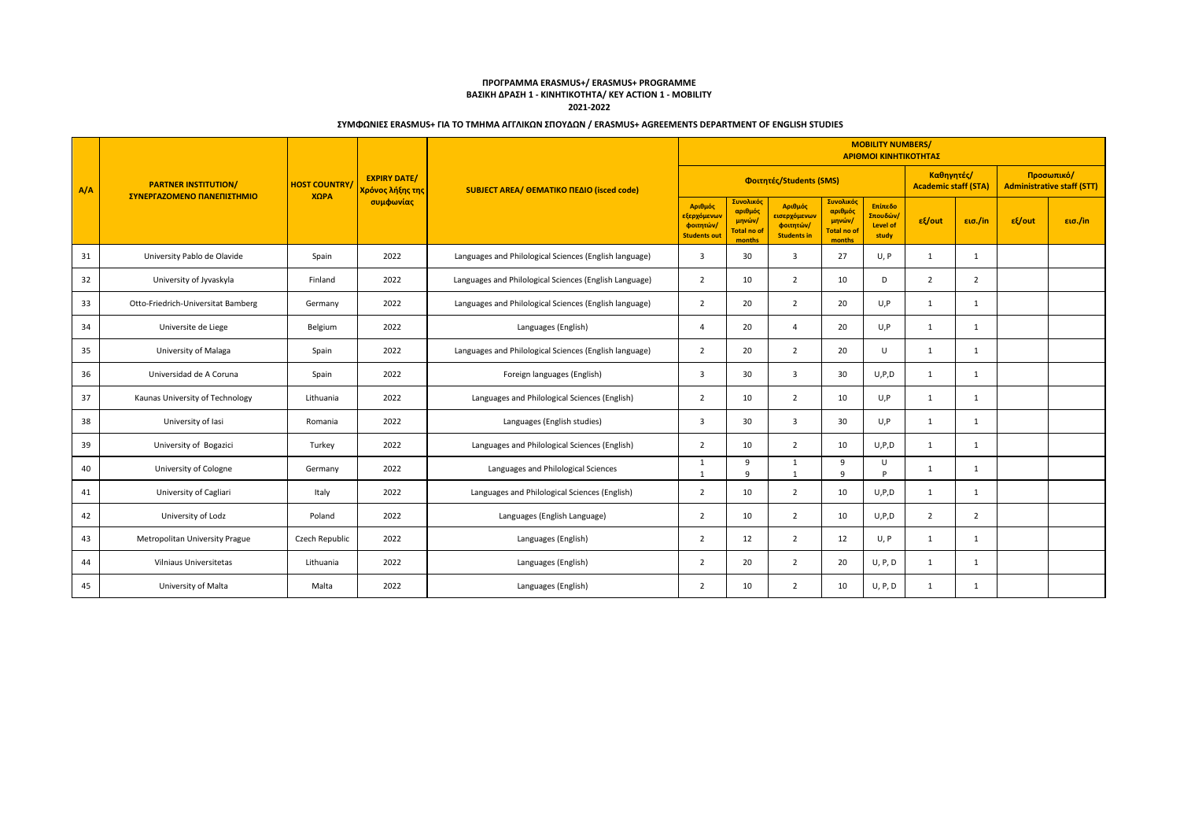**ΠΡΟΓΡΑΜΜΑ ERASMUS+/ ERASMUS+ PROGRAMME**
**ΒΑΣΙΚΗ ΔΡΑΣΗ 1 - ΚΙΝΗΤΙΚΟΤΗΤΑ/ KEY ACTION 1 - MOBILITY**
**2021-2022**

**ΣΥΜΦΩΝΙΕΣ ERASMUS+ ΓΙΑ ΤΟ ΤΜΗΜΑ ΑΓΓΛΙΚΩΝ ΣΠΟΥΔΩΝ / ERASMUS+ AGREEMENTS DEPARTMENT OF ENGLISH STUDIES**

| A/A | PARTNER INSTITUTION/ ΣΥΝΕΡΓΑΖΟΜΕΝΟ ΠΑΝΕΠΙΣΤΗΜΙΟ | HOST COUNTRY/ ΧΩΡΑ | EXPIRY DATE/ Χρόνος λήξης της συμφωνίας | SUBJECT AREA/ ΘΕΜΑΤΙΚΟ ΠΕΔΙΟ (isced code) | MOBILITY NUMBERS/ ΑΡΙΘΜΟΙ ΚΙΝΗΤΙΚΟΤΗΤΑΣ | | | | | | | | |
|---|---|---|---|---|---|---|---|---|---|---|---|---|---|
| | | | | | Φοιτητές/Students (SMS) | | | | | Καθηγητές/ Academic staff (STA) | | Προσωπικό/ Administrative staff (STT) | |
| | | | | | Αριθμός εξερχόμενων φοιτητών/ Students out | Συνολικός αριθμός μηνών/ Total no of months | Αριθμός εισερχόμενων φοιτητών/ Students in | Συνολικός αριθμός μηνών/ Total no of months | Επίπεδο Σπουδών/ Level of study | εξ/out | εισ./in | εξ/out | εισ./in |
| 31 | University Pablo de Olavide | Spain | 2022 | Languages and Philological Sciences (English language) | 3 | 30 | 3 | 27 | U, P | 1 | 1 | | |
| 32 | University of Jyvaskyla | Finland | 2022 | Languages and Philological Sciences (English Language) | 2 | 10 | 2 | 10 | D | 2 | 2 | | |
| 33 | Otto-Friedrich-Universitat Bamberg | Germany | 2022 | Languages and Philological Sciences (English language) | 2 | 20 | 2 | 20 | U,P | 1 | 1 | | |
| 34 | Universite de Liege | Belgium | 2022 | Languages (English) | 4 | 20 | 4 | 20 | U,P | 1 | 1 | | |
| 35 | University of Malaga | Spain | 2022 | Languages and Philological Sciences (English language) | 2 | 20 | 2 | 20 | U | 1 | 1 | | |
| 36 | Universidad de A Coruna | Spain | 2022 | Foreign languages (English) | 3 | 30 | 3 | 30 | U,P,D | 1 | 1 | | |
| 37 | Kaunas University of Technology | Lithuania | 2022 | Languages and Philological Sciences (English) | 2 | 10 | 2 | 10 | U,P | 1 | 1 | | |
| 38 | University of Iasi | Romania | 2022 | Languages (English studies) | 3 | 30 | 3 | 30 | U,P | 1 | 1 | | |
| 39 | University of Bogazici | Turkey | 2022 | Languages and Philological Sciences (English) | 2 | 10 | 2 | 10 | U,P,D | 1 | 1 | | |
| 40 | University of Cologne | Germany | 2022 | Languages and Philological Sciences | 1<br>1 | 9<br>9 | 1<br>1 | 9<br>9 | U<br>P | 1 | 1 | | |
| 41 | University of Cagliari | Italy | 2022 | Languages and Philological Sciences (English) | 2 | 10 | 2 | 10 | U,P,D | 1 | 1 | | |
| 42 | University of Lodz | Poland | 2022 | Languages (English Language) | 2 | 10 | 2 | 10 | U,P,D | 2 | 2 | | |
| 43 | Metropolitan University Prague | Czech Republic | 2022 | Languages (English) | 2 | 12 | 2 | 12 | U, P | 1 | 1 | | |
| 44 | Vilniaus Universitetas | Lithuania | 2022 | Languages (English) | 2 | 20 | 2 | 20 | U, P, D | 1 | 1 | | |
| 45 | University of Malta | Malta | 2022 | Languages (English) | 2 | 10 | 2 | 10 | U, P, D | 1 | 1 | | |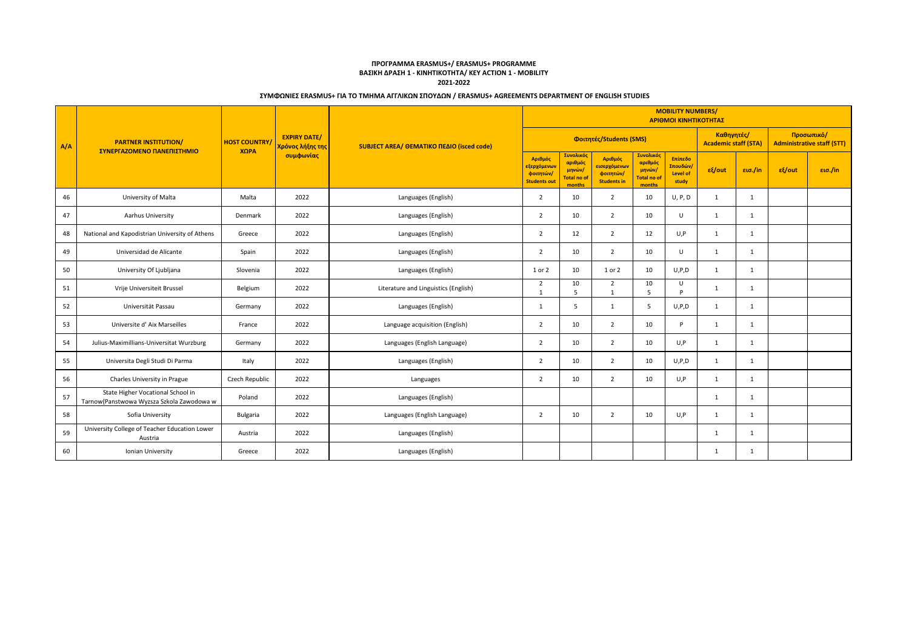**ΠΡΟΓΡΑΜΜΑ ERASMUS+/ ERASMUS+ PROGRAMME**
**ΒΑΣΙΚΗ ΔΡΑΣΗ 1 - ΚΙΝΗΤΙΚΟΤΗΤΑ/ KEY ACTION 1 - MOBILITY**
**2021-2022**

**ΣΥΜΦΩΝΙΕΣ ERASMUS+ ΓΙΑ ΤΟ ΤΜΗΜΑ ΑΓΓΛΙΚΩΝ ΣΠΟΥΔΩΝ / ERASMUS+ AGREEMENTS DEPARTMENT OF ENGLISH STUDIES**

| A/A | PARTNER INSTITUTION/ ΣΥΝΕΡΓΑΖΟΜΕΝΟ ΠΑΝΕΠΙΣΤΗΜΙΟ | HOST COUNTRY/ ΧΩΡΑ | EXPIRY DATE/ Χρόνος λήξης της συμφωνίας | SUBJECT AREA/ ΘΕΜΑΤΙΚΟ ΠΕΔΙΟ (isced code) | MOBILITY NUMBERS/ ΑΡΙΘΜΟΙ ΚΙΝΗΤΙΚΟΤΗΤΑΣ | | | | | | | | |
|---|---|---|---|---|---|---|---|---|---|---|---|---|---|
| | | | | | Φοιτητές/Students (SMS) | | | | | Καθηγητές/ Academic staff (STA) | | Προσωπικό/ Administrative staff (STT) | |
| | | | | | Αριθμός εξερχόμενων φοιτητών/ Students out | Συνολικός αριθμός μηνών/ Total no of months | Αριθμός εισερχόμενων φοιτητών/ Students in | Συνολικός αριθμός μηνών/ Total no of months | Επίπεδο Σπουδών/ Level of study | εξ/out | εισ./in | εξ/out | εισ./in |
| 46 | University of Malta | Malta | 2022 | Languages (English) | 2 | 10 | 2 | 10 | U, P, D | 1 | 1 | | |
| 47 | Aarhus University | Denmark | 2022 | Languages (English) | 2 | 10 | 2 | 10 | U | 1 | 1 | | |
| 48 | National and Kapodistrian University of Athens | Greece | 2022 | Languages (English) | 2 | 12 | 2 | 12 | U,P | 1 | 1 | | |
| 49 | Universidad de Alicante | Spain | 2022 | Languages (English) | 2 | 10 | 2 | 10 | U | 1 | 1 | | |
| 50 | University Of Ljubljana | Slovenia | 2022 | Languages (English) | 1 or 2 | 10 | 1 or 2 | 10 | U,P,D | 1 | 1 | | |
| 51 | Vrije Universiteit Brussel | Belgium | 2022 | Literature and Linguistics (English) | 2<br>1 | 10<br>5 | 2<br>1 | 10<br>5 | U<br>P | 1 | 1 | | |
| 52 | Universität Passau | Germany | 2022 | Languages (English) | 1 | 5 | 1 | 5 | U,P,D | 1 | 1 | | |
| 53 | Universite d' Aix Marseilles | France | 2022 | Language acquisition (English) | 2 | 10 | 2 | 10 | P | 1 | 1 | | |
| 54 | Julius-Maximillians-Universitat Wurzburg | Germany | 2022 | Languages (English Language) | 2 | 10 | 2 | 10 | U,P | 1 | 1 | | |
| 55 | Universita Degli Studi Di Parma | Italy | 2022 | Languages (English) | 2 | 10 | 2 | 10 | U,P,D | 1 | 1 | | |
| 56 | Charles University in Prague | Czech Republic | 2022 | Languages | 2 | 10 | 2 | 10 | U,P | 1 | 1 | | |
| 57 | State Higher Vocational School in Tarnow(Panstwowa Wyzsza Szkola Zawodowa w | Poland | 2022 | Languages (English) | | | | | | 1 | 1 | | |
| 58 | Sofia University | Bulgaria | 2022 | Languages (English Language) | 2 | 10 | 2 | 10 | U,P | 1 | 1 | | |
| 59 | University College of Teacher Education Lower Austria | Austria | 2022 | Languages (English) | | | | | | 1 | 1 | | |
| 60 | Ionian University | Greece | 2022 | Languages (English) | | | | | | 1 | 1 | | |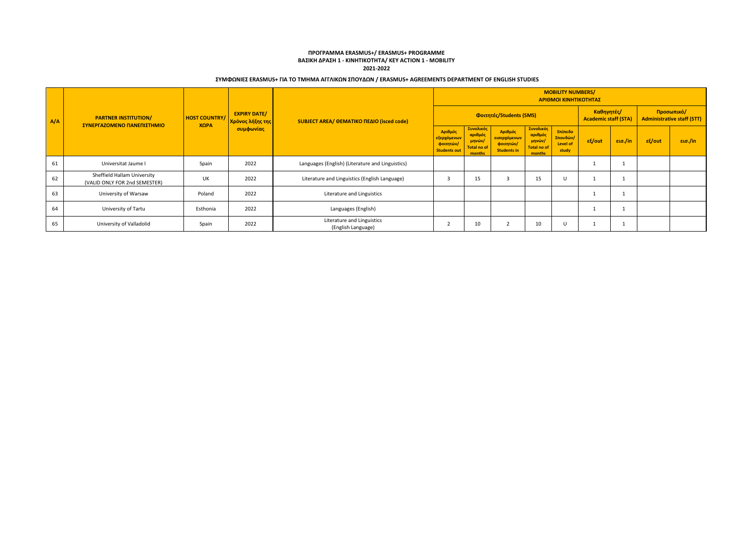**ΠΡΟΓΡΑΜΜΑ ERASMUS+/ ERASMUS+ PROGRAMME**
**ΒΑΣΙΚΗ ΔΡΑΣΗ 1 - ΚΙΝΗΤΙΚΟΤΗΤΑ/ KEY ACTION 1 - MOBILITY**
**2021-2022**

**ΣΥΜΦΩΝΙΕΣ ERASMUS+ ΓΙΑ ΤΟ ΤΜΗΜΑ ΑΓΓΛΙΚΩΝ ΣΠΟΥΔΩΝ / ERASMUS+ AGREEMENTS DEPARTMENT OF ENGLISH STUDIES**

| A/A | PARTNER INSTITUTION/ ΣΥΝΕΡΓΑΖΟΜΕΝΟ ΠΑΝΕΠΙΣΤΗΜΙΟ | HOST COUNTRY/ ΧΩΡΑ | EXPIRY DATE/ Χρόνος λήξης της συμφωνίας | SUBJECT AREA/ ΘΕΜΑΤΙΚΟ ΠΕΔΙΟ (isced code) | MOBILITY NUMBERS/ ΑΡΙΘΜΟΙ ΚΙΝΗΤΙΚΟΤΗΤΑΣ | | | | | | | | |
|---|---|---|---|---|---|---|---|---|---|---|---|---|---|
| | | | | | Φοιτητές/Students (SMS) | | | | | Καθηγητές/ Academic staff (STA) | | Προσωπικό/ Administrative staff (STT) | |
| | | | | | Αριθμός εξερχόμενων φοιτητών/ Students out | Συνολικός αριθμός μηνών/ Total no of months | Αριθμός εισερχόμενων φοιτητών/ Students in | Συνολικός αριθμός μηνών/ Total no of months | Επίπεδο Σπουδών/ Level of study | εξ/out | εισ./in | εξ/out | εισ./in |
| 61 | Universitat Jaume I | Spain | 2022 | Languages (English) (Literature and Linguistics) | | | | | | 1 | 1 | | |
| 62 | Sheffield Hallam University (VALID ONLY FOR 2nd SEMESTER) | UK | 2022 | Literature and Linguistics (English Language) | 3 | 15 | 3 | 15 | U | 1 | 1 | | |
| 63 | University of Warsaw | Poland | 2022 | Literature and Linguistics | | | | | | 1 | 1 | | |
| 64 | University of Tartu | Esthonia | 2022 | Languages (English) | | | | | | 1 | 1 | | |
| 65 | University of Valladolid | Spain | 2022 | Literature and Linguistics (English Language) | 2 | 10 | 2 | 10 | U | 1 | 1 | | |